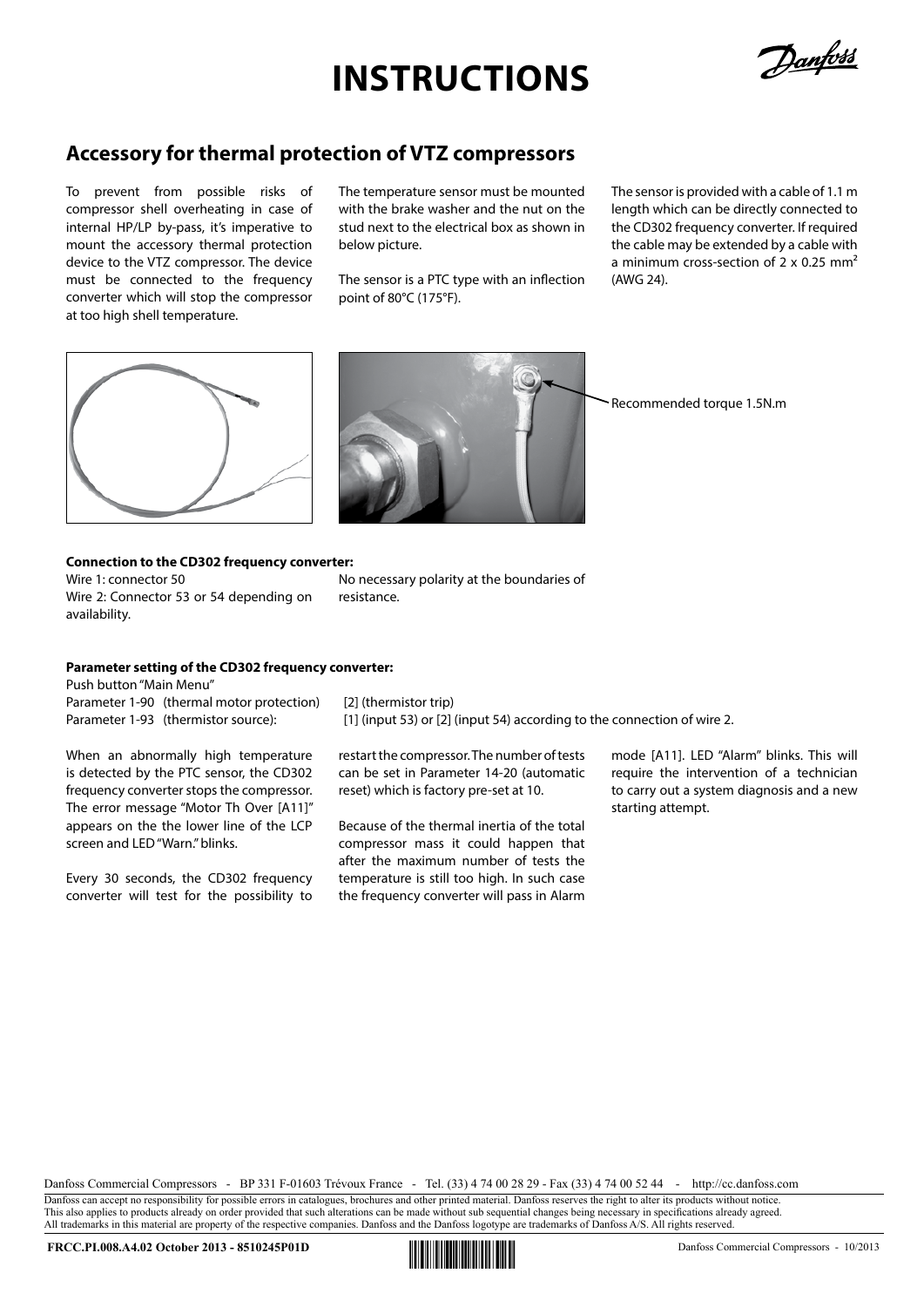# INSTRUCTIONS

## Accessory for thermal protection of VTZ compressors

To prevent from possible risks of compressor shell overheating in case of internal HP/LP by-pass, it's imperative to mount the accessory thermal protection device to the VTZ compressor. The device must be connected to the frequency converter which will stop the compressor at too high shell temperature.

The temperature sensor must be mounted with the brake washer and the nut on the stud next to the electrical box as shown in below picture.

The sensor is a PTC type with an inflection point of 80°C (175°F).

The sensor is provided with a cable of 1.1 m length which can be directly connected to the CD302 frequency converter. If required the cable may be extended by a cable with a minimum cross-section of 2 x 0.25 mm² (AWG 24).

Recommended torque 1.5N.m

**Connection to the CD302 frequency converter:**

Wire 1: connector 50
Wire 2: Connector 53 or 54 depending on availability.

No necessary polarity at the boundaries of resistance.

**Parameter setting of the CD302 frequency converter:**

Push button "Main Menu"

Parameter 1-90 (thermal motor protection) [2] (thermistor trip)
Parameter 1-93 (thermistor source): [1] (input 53) or [2] (input 54) according to the connection of wire 2.

When an abnormally high temperature is detected by the PTC sensor, the CD302 frequency converter stops the compressor. The error message "Motor Th Over [A11]" appears on the the lower line of the LCP screen and LED "Warn." blinks.

Every 30 seconds, the CD302 frequency converter will test for the possibility to restart the compressor. The number of tests can be set in Parameter 14-20 (automatic reset) which is factory pre-set at 10.

Because of the thermal inertia of the total compressor mass it could happen that after the maximum number of tests the temperature is still too high. In such case the frequency converter will pass in Alarm mode [A11]. LED "Alarm" blinks. This will require the intervention of a technician to carry out a system diagnosis and a new starting attempt.

Danfoss Commercial Compressors - BP 331 F-01603 Trévoux France - Tel. (33) 4 74 00 28 29 - Fax (33) 4 74 00 52 44 - http://cc.danfoss.com

Danfoss can accept no responsibility for possible errors in catalogues, brochures and other printed material. Danfoss reserves the right to alter its products without notice. This also applies to products already on order provided that such alterations can be made without sub sequential changes being necessary in specifications already agreed. All trademarks in this material are property of the respective companies. Danfoss and the Danfoss logotype are trademarks of Danfoss A/S. All rights reserved.

**FRCC.PI.008.A4.02 October 2013 - 8510245P01D**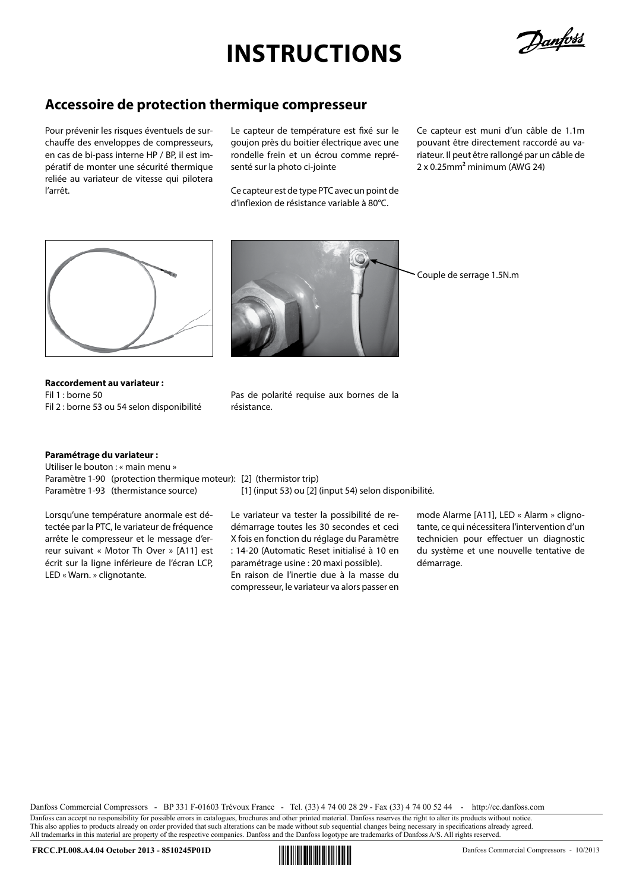# INSTRUCTIONS

## Accessoire de protection thermique compresseur

Pour prévenir les risques éventuels de surchauffe des enveloppes de compresseurs, en cas de bi-pass interne HP / BP, il est impératif de monter une sécurité thermique reliée au variateur de vitesse qui pilotera l'arrêt.

Le capteur de température est fixé sur le goujon près du boitier électrique avec une rondelle frein et un écrou comme représenté sur la photo ci-jointe

Ce capteur est de type PTC avec un point de d'inflexion de résistance variable à 80°C.

Ce capteur est muni d'un câble de 1.1m pouvant être directement raccordé au variateur. Il peut être rallongé par un câble de 2 x 0.25mm² minimum (AWG 24)

Couple de serrage 1.5N.m

**Raccordement au variateur :**
Fil 1 : borne 50
Fil 2 : borne 53 ou 54 selon disponibilité

Pas de polarité requise aux bornes de la résistance.

**Paramétrage du variateur :**
Utiliser le bouton : « main menu »
Paramètre 1-90 (protection thermique moteur): [2] (thermistor trip)
Paramètre 1-93 (thermistance source) [1] (input 53) ou [2] (input 54) selon disponibilité.

Lorsqu'une température anormale est détectée par la PTC, le variateur de fréquence arrête le compresseur et le message d'erreur suivant « Motor Th Over » [A11] est écrit sur la ligne inférieure de l'écran LCP, LED « Warn. » clignotante.

Le variateur va tester la possibilité de redémarrage toutes les 30 secondes et ceci X fois en fonction du réglage du Paramètre : 14-20 (Automatic Reset initialisé à 10 en paramétrage usine : 20 maxi possible).
En raison de l'inertie due à la masse du compresseur, le variateur va alors passer en mode Alarme [A11], LED « Alarm » clignotante, ce qui nécessitera l'intervention d'un technicien pour effectuer un diagnostic du système et une nouvelle tentative de démarrage.

Danfoss Commercial Compressors - BP 331 F-01603 Trévoux France - Tel. (33) 4 74 00 28 29 - Fax (33) 4 74 00 52 44 - http://cc.danfoss.com

Danfoss can accept no responsibility for possible errors in catalogues, brochures and other printed material. Danfoss reserves the right to alter its products without notice. This also applies to products already on order provided that such alterations can be made without sub sequential changes being necessary in specifications already agreed. All trademarks in this material are property of the respective companies. Danfoss and the Danfoss logotype are trademarks of Danfoss A/S. All rights reserved.

FRCC.PI.008.A4.04 October 2013 - 8510245P01D

Danfoss Commercial Compressors - 10/2013